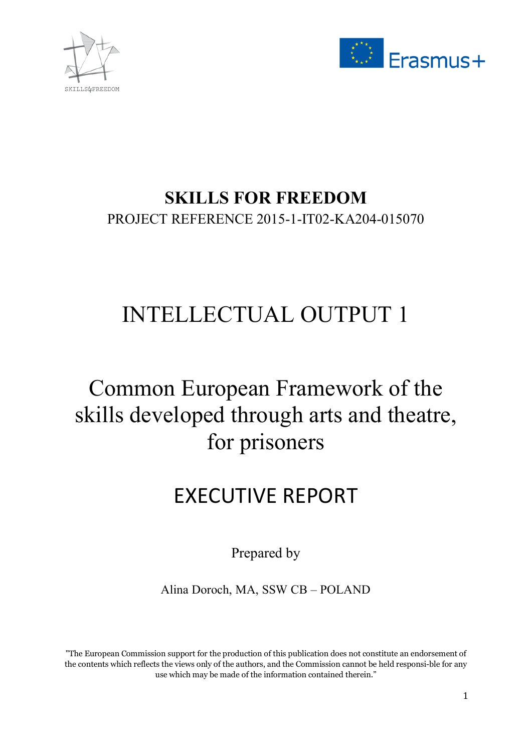# SKILLS FOR FREEDOM

PROJECT REFERENCE 2015-1-IT02-KA204-015070

# INTELLECTUAL OUTPUT 1

# Common European Framework of the skills developed through arts and theatre, for prisoners

## EXECUTIVE REPORT

Prepared by

Alina Doroch, MA, SSW CB – POLAND

"The European Commission support for the production of this publication does not constitute an endorsement of the contents which reflects the views only of the authors, and the Commission cannot be held responsi-ble for any use which may be made of the information contained therein."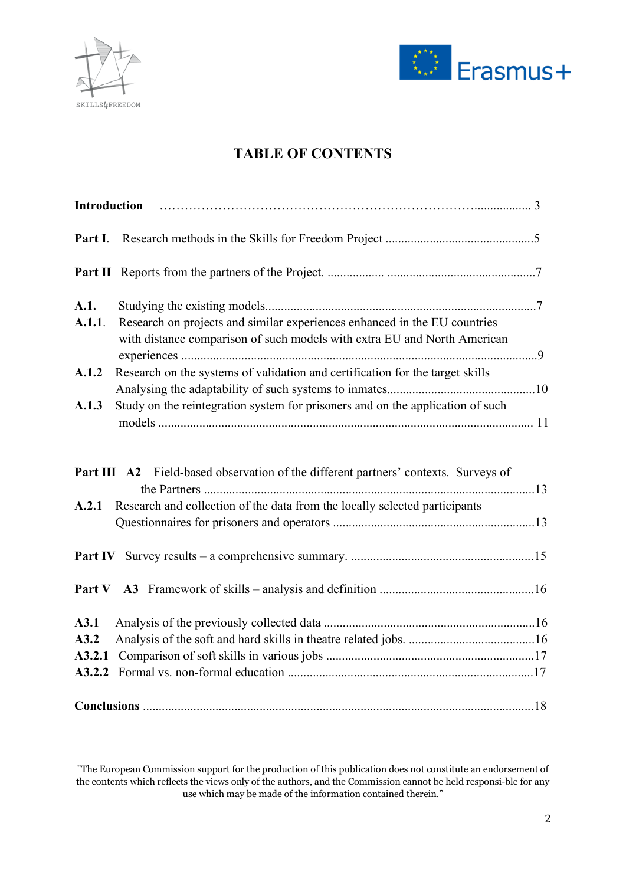# TABLE OF CONTENTS

**Introduction** ……………………………………………………………………................. 3

**Part I**. Research methods in the Skills for Freedom Project ..............................................5

**Part II** Reports from the partners of the Project. ................. ..............................................7

**A.1.** Studying the existing models.....................................................................................7

**A.1.1**. Research on projects and similar experiences enhanced in the EU countries with distance comparison of such models with extra EU and North American experiences ...............................................................................................................9

**A.1.2** Research on the systems of validation and certification for the target skills Analysing the adaptability of such systems to inmates..............................................10

**A.1.3** Study on the reintegration system for prisoners and on the application of such models ...................................................................................................... 11

**Part III A2** Field-based observation of the different partners' contexts. Surveys of the Partners .........................................................................................................13

**A.2.1** Research and collection of the data from the locally selected participants Questionnaires for prisoners and operators ................................................................13

**Part IV** Survey results – a comprehensive summary. .........................................................15

**Part V A3** Framework of skills – analysis and definition .................................................16

**A3.1** Analysis of the previously collected data ...................................................................16

**A3.2** Analysis of the soft and hard skills in theatre related jobs. ........................................16

**A3.2.1** Comparison of soft skills in various jobs .................................................................17

**A3.2.2** Formal vs. non-formal education .............................................................................17

**Conclusions** ..........................................................................................................................18

"The European Commission support for the production of this publication does not constitute an endorsement of the contents which reflects the views only of the authors, and the Commission cannot be held responsi-ble for any use which may be made of the information contained therein."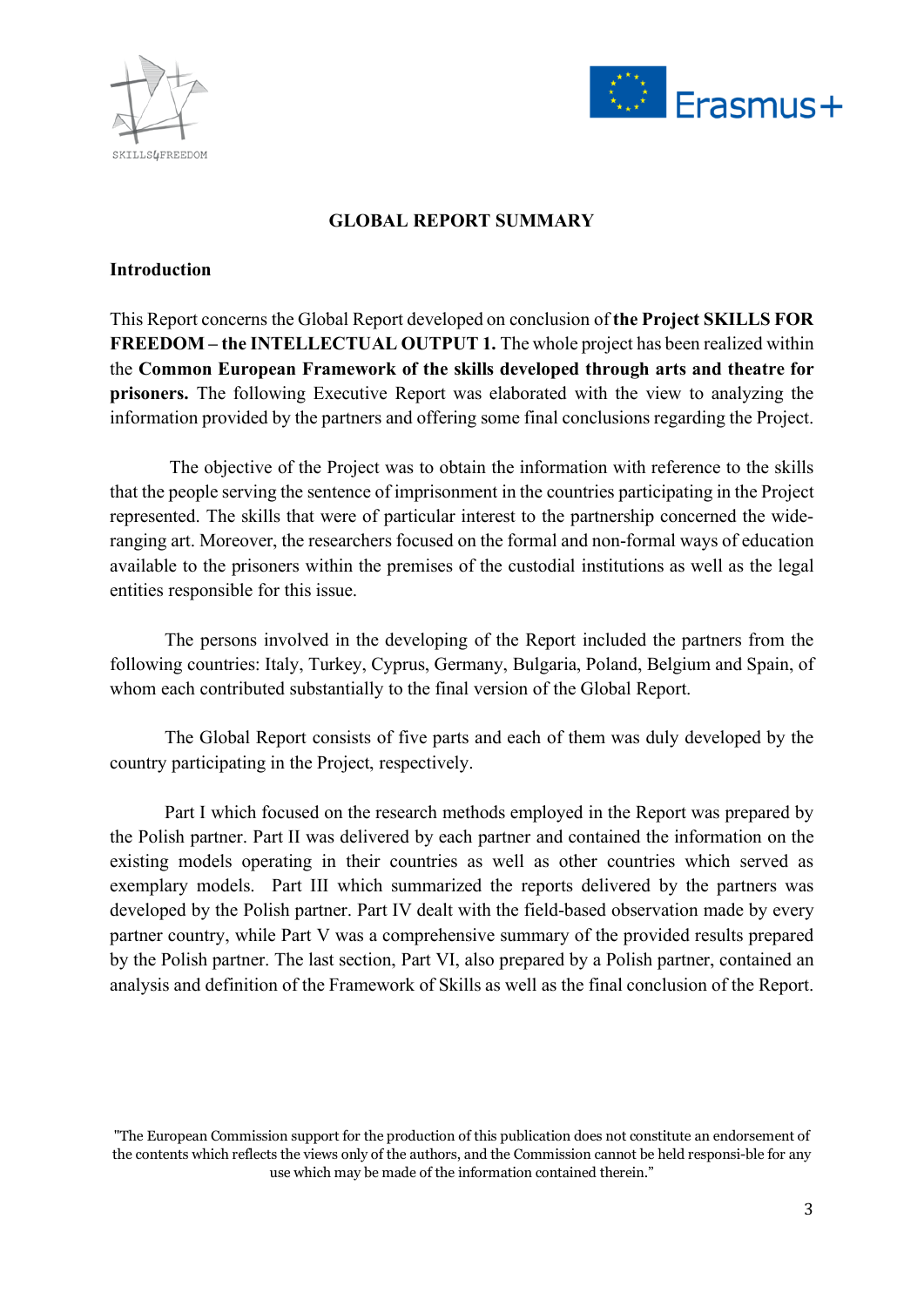## GLOBAL REPORT SUMMARY

### Introduction

This Report concerns the Global Report developed on conclusion of **the Project SKILLS FOR FREEDOM – the INTELLECTUAL OUTPUT 1.** The whole project has been realized within the **Common European Framework of the skills developed through arts and theatre for prisoners.** The following Executive Report was elaborated with the view to analyzing the information provided by the partners and offering some final conclusions regarding the Project.

The objective of the Project was to obtain the information with reference to the skills that the people serving the sentence of imprisonment in the countries participating in the Project represented. The skills that were of particular interest to the partnership concerned the wide-ranging art. Moreover, the researchers focused on the formal and non-formal ways of education available to the prisoners within the premises of the custodial institutions as well as the legal entities responsible for this issue.

The persons involved in the developing of the Report included the partners from the following countries: Italy, Turkey, Cyprus, Germany, Bulgaria, Poland, Belgium and Spain, of whom each contributed substantially to the final version of the Global Report.

The Global Report consists of five parts and each of them was duly developed by the country participating in the Project, respectively.

Part I which focused on the research methods employed in the Report was prepared by the Polish partner. Part II was delivered by each partner and contained the information on the existing models operating in their countries as well as other countries which served as exemplary models. Part III which summarized the reports delivered by the partners was developed by the Polish partner. Part IV dealt with the field-based observation made by every partner country, while Part V was a comprehensive summary of the provided results prepared by the Polish partner. The last section, Part VI, also prepared by a Polish partner, contained an analysis and definition of the Framework of Skills as well as the final conclusion of the Report.

"The European Commission support for the production of this publication does not constitute an endorsement of the contents which reflects the views only of the authors, and the Commission cannot be held responsi-ble for any use which may be made of the information contained therein."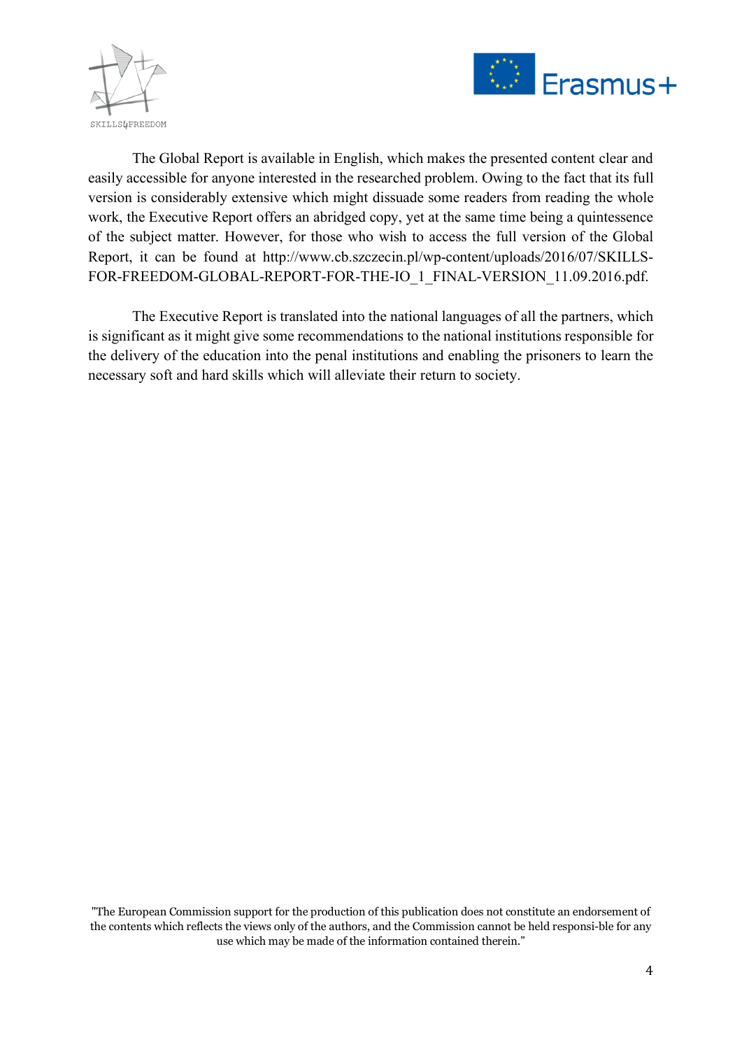The Global Report is available in English, which makes the presented content clear and easily accessible for anyone interested in the researched problem. Owing to the fact that its full version is considerably extensive which might dissuade some readers from reading the whole work, the Executive Report offers an abridged copy, yet at the same time being a quintessence of the subject matter. However, for those who wish to access the full version of the Global Report, it can be found at http://www.cb.szczecin.pl/wp-content/uploads/2016/07/SKILLS-FOR-FREEDOM-GLOBAL-REPORT-FOR-THE-IO_1_FINAL-VERSION_11.09.2016.pdf.

The Executive Report is translated into the national languages of all the partners, which is significant as it might give some recommendations to the national institutions responsible for the delivery of the education into the penal institutions and enabling the prisoners to learn the necessary soft and hard skills which will alleviate their return to society.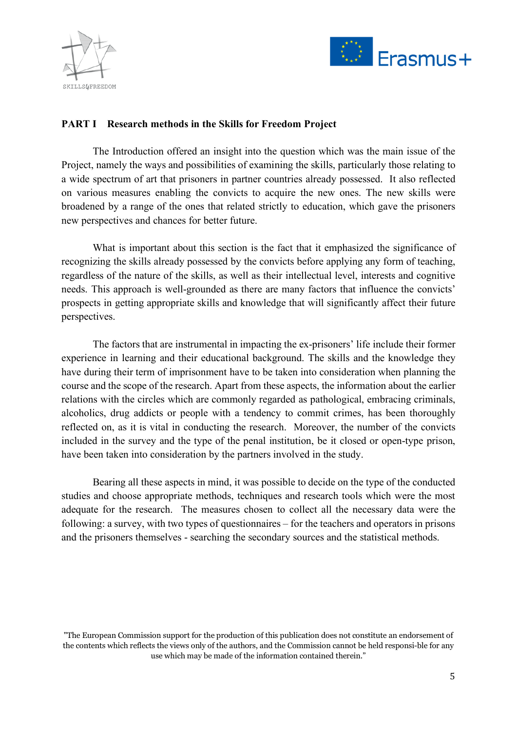## PART I Research methods in the Skills for Freedom Project

The Introduction offered an insight into the question which was the main issue of the Project, namely the ways and possibilities of examining the skills, particularly those relating to a wide spectrum of art that prisoners in partner countries already possessed. It also reflected on various measures enabling the convicts to acquire the new ones. The new skills were broadened by a range of the ones that related strictly to education, which gave the prisoners new perspectives and chances for better future.

What is important about this section is the fact that it emphasized the significance of recognizing the skills already possessed by the convicts before applying any form of teaching, regardless of the nature of the skills, as well as their intellectual level, interests and cognitive needs. This approach is well-grounded as there are many factors that influence the convicts' prospects in getting appropriate skills and knowledge that will significantly affect their future perspectives.

The factors that are instrumental in impacting the ex-prisoners' life include their former experience in learning and their educational background. The skills and the knowledge they have during their term of imprisonment have to be taken into consideration when planning the course and the scope of the research. Apart from these aspects, the information about the earlier relations with the circles which are commonly regarded as pathological, embracing criminals, alcoholics, drug addicts or people with a tendency to commit crimes, has been thoroughly reflected on, as it is vital in conducting the research. Moreover, the number of the convicts included in the survey and the type of the penal institution, be it closed or open-type prison, have been taken into consideration by the partners involved in the study.

Bearing all these aspects in mind, it was possible to decide on the type of the conducted studies and choose appropriate methods, techniques and research tools which were the most adequate for the research. The measures chosen to collect all the necessary data were the following: a survey, with two types of questionnaires – for the teachers and operators in prisons and the prisoners themselves - searching the secondary sources and the statistical methods.

"The European Commission support for the production of this publication does not constitute an endorsement of the contents which reflects the views only of the authors, and the Commission cannot be held responsi-ble for any use which may be made of the information contained therein."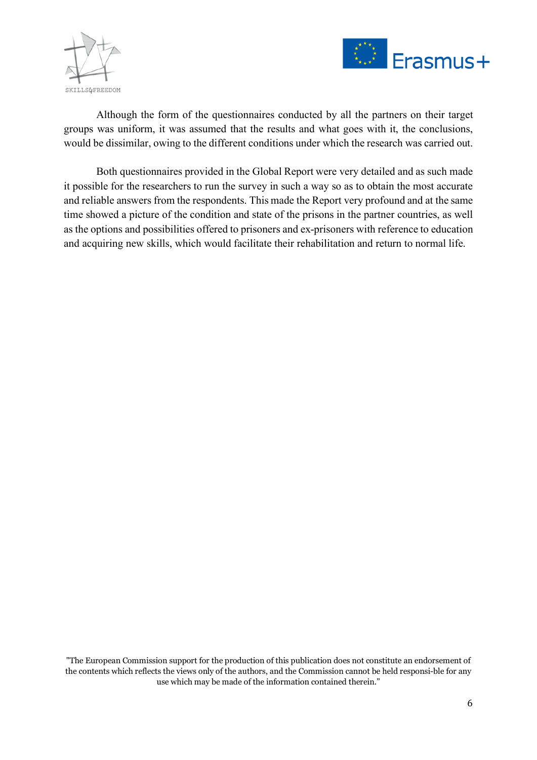Although the form of the questionnaires conducted by all the partners on their target groups was uniform, it was assumed that the results and what goes with it, the conclusions, would be dissimilar, owing to the different conditions under which the research was carried out.

Both questionnaires provided in the Global Report were very detailed and as such made it possible for the researchers to run the survey in such a way so as to obtain the most accurate and reliable answers from the respondents. This made the Report very profound and at the same time showed a picture of the condition and state of the prisons in the partner countries, as well as the options and possibilities offered to prisoners and ex-prisoners with reference to education and acquiring new skills, which would facilitate their rehabilitation and return to normal life.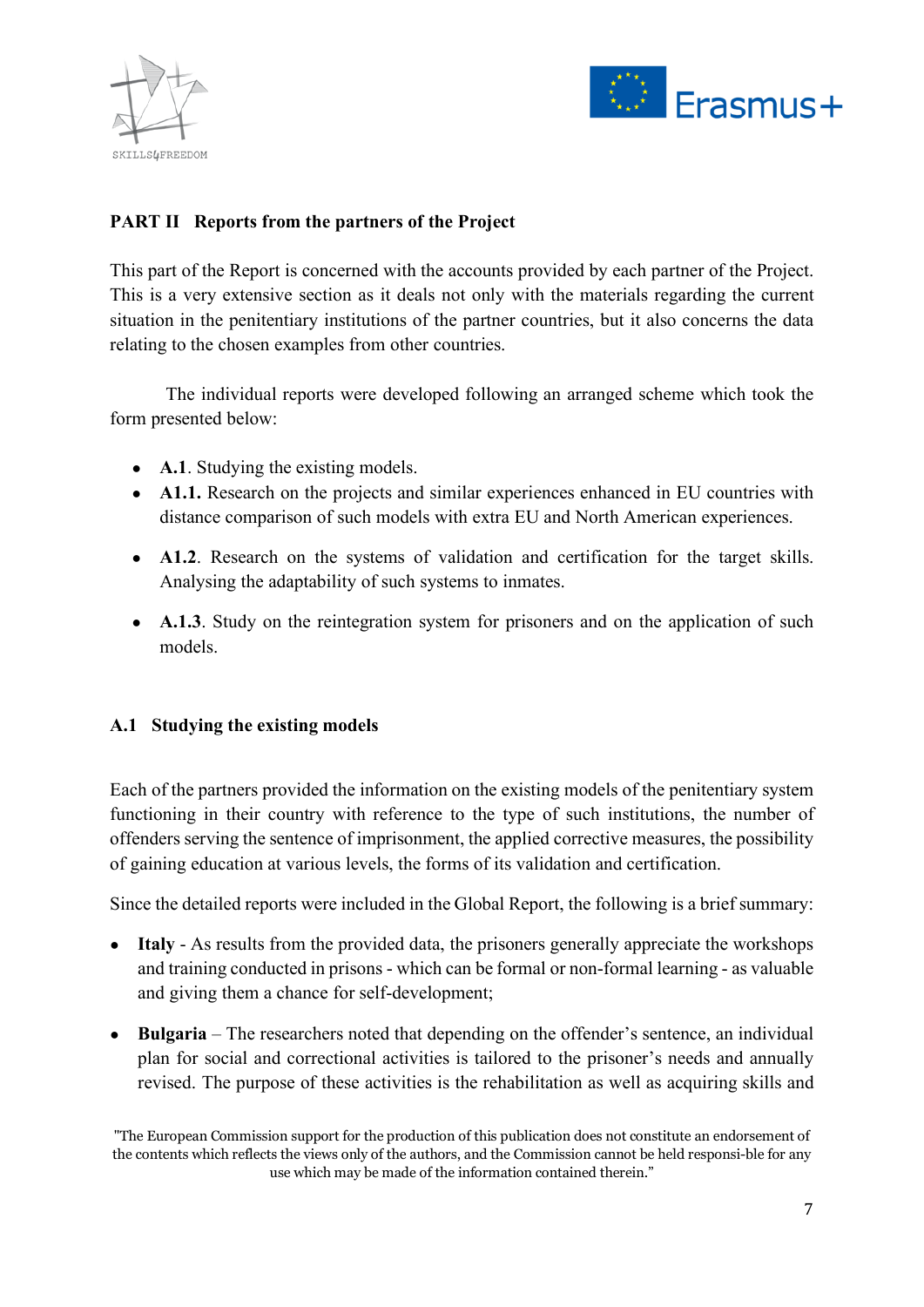## PART II   Reports from the partners of the Project

This part of the Report is concerned with the accounts provided by each partner of the Project. This is a very extensive section as it deals not only with the materials regarding the current situation in the penitentiary institutions of the partner countries, but it also concerns the data relating to the chosen examples from other countries.

The individual reports were developed following an arranged scheme which took the form presented below:

- **A.1**. Studying the existing models.
- **A1.1.** Research on the projects and similar experiences enhanced in EU countries with distance comparison of such models with extra EU and North American experiences.
- **A1.2**. Research on the systems of validation and certification for the target skills. Analysing the adaptability of such systems to inmates.
- **A.1.3**. Study on the reintegration system for prisoners and on the application of such models.

### A.1   Studying the existing models

Each of the partners provided the information on the existing models of the penitentiary system functioning in their country with reference to the type of such institutions, the number of offenders serving the sentence of imprisonment, the applied corrective measures, the possibility of gaining education at various levels, the forms of its validation and certification.

Since the detailed reports were included in the Global Report, the following is a brief summary:

- **Italy** - As results from the provided data, the prisoners generally appreciate the workshops and training conducted in prisons - which can be formal or non-formal learning - as valuable and giving them a chance for self-development;
- **Bulgaria** – The researchers noted that depending on the offender's sentence, an individual plan for social and correctional activities is tailored to the prisoner's needs and annually revised. The purpose of these activities is the rehabilitation as well as acquiring skills and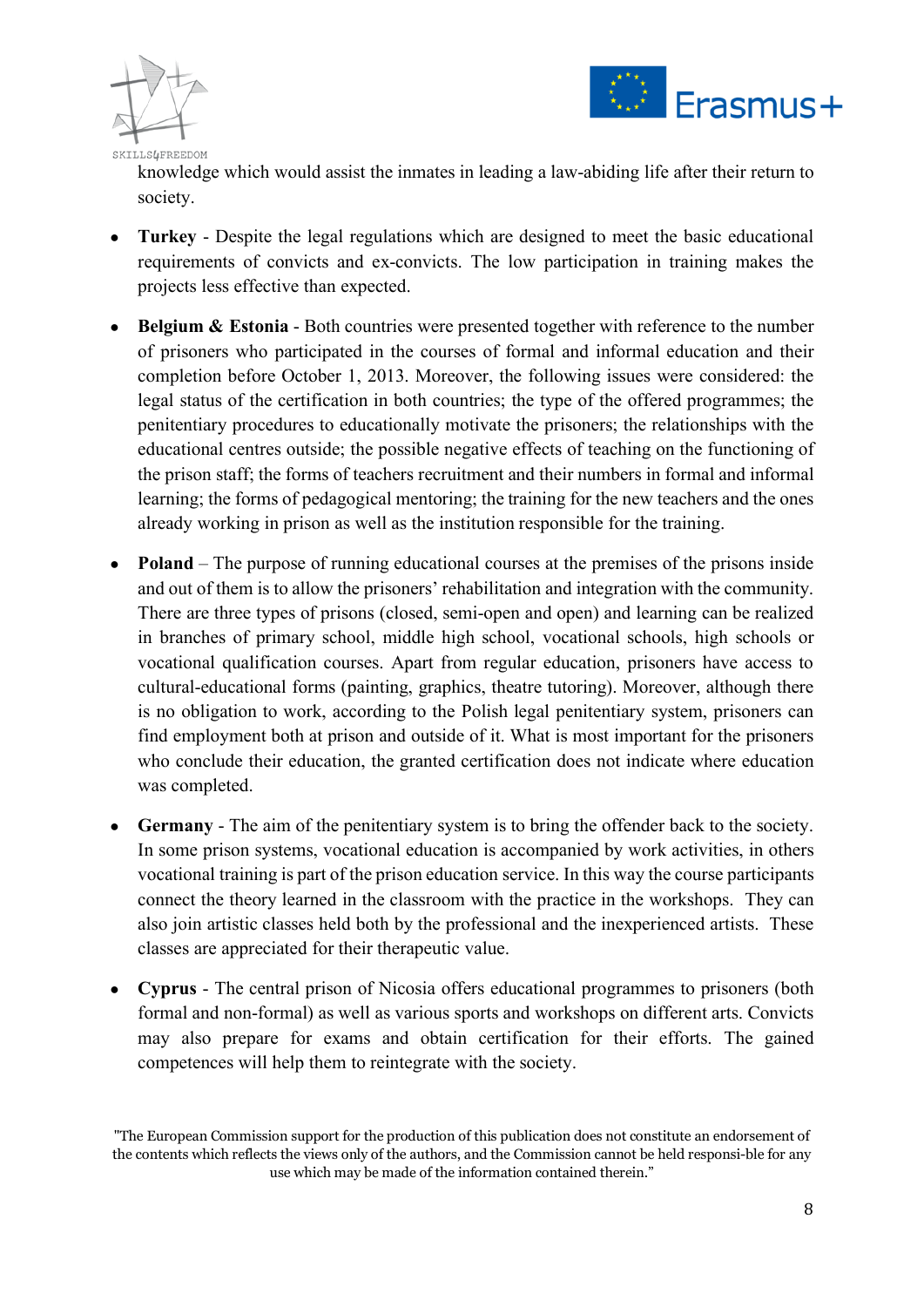knowledge which would assist the inmates in leading a law-abiding life after their return to society.

- **Turkey** - Despite the legal regulations which are designed to meet the basic educational requirements of convicts and ex-convicts. The low participation in training makes the projects less effective than expected.

- **Belgium & Estonia** - Both countries were presented together with reference to the number of prisoners who participated in the courses of formal and informal education and their completion before October 1, 2013. Moreover, the following issues were considered: the legal status of the certification in both countries; the type of the offered programmes; the penitentiary procedures to educationally motivate the prisoners; the relationships with the educational centres outside; the possible negative effects of teaching on the functioning of the prison staff; the forms of teachers recruitment and their numbers in formal and informal learning; the forms of pedagogical mentoring; the training for the new teachers and the ones already working in prison as well as the institution responsible for the training.

- **Poland** – The purpose of running educational courses at the premises of the prisons inside and out of them is to allow the prisoners' rehabilitation and integration with the community. There are three types of prisons (closed, semi-open and open) and learning can be realized in branches of primary school, middle high school, vocational schools, high schools or vocational qualification courses. Apart from regular education, prisoners have access to cultural-educational forms (painting, graphics, theatre tutoring). Moreover, although there is no obligation to work, according to the Polish legal penitentiary system, prisoners can find employment both at prison and outside of it. What is most important for the prisoners who conclude their education, the granted certification does not indicate where education was completed.

- **Germany** - The aim of the penitentiary system is to bring the offender back to the society. In some prison systems, vocational education is accompanied by work activities, in others vocational training is part of the prison education service. In this way the course participants connect the theory learned in the classroom with the practice in the workshops. They can also join artistic classes held both by the professional and the inexperienced artists. These classes are appreciated for their therapeutic value.

- **Cyprus** - The central prison of Nicosia offers educational programmes to prisoners (both formal and non-formal) as well as various sports and workshops on different arts. Convicts may also prepare for exams and obtain certification for their efforts. The gained competences will help them to reintegrate with the society.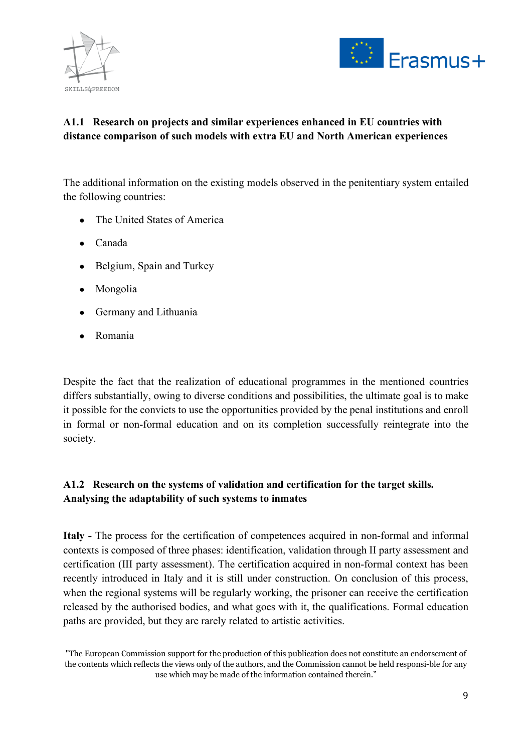### A1.1 Research on projects and similar experiences enhanced in EU countries with distance comparison of such models with extra EU and North American experiences

The additional information on the existing models observed in the penitentiary system entailed the following countries:

- The United States of America
- Canada
- Belgium, Spain and Turkey
- Mongolia
- Germany and Lithuania
- Romania

Despite the fact that the realization of educational programmes in the mentioned countries differs substantially, owing to diverse conditions and possibilities, the ultimate goal is to make it possible for the convicts to use the opportunities provided by the penal institutions and enroll in formal or non-formal education and on its completion successfully reintegrate into the society.

### A1.2 Research on the systems of validation and certification for the target skills. Analysing the adaptability of such systems to inmates

**Italy -** The process for the certification of competences acquired in non-formal and informal contexts is composed of three phases: identification, validation through II party assessment and certification (III party assessment). The certification acquired in non-formal context has been recently introduced in Italy and it is still under construction. On conclusion of this process, when the regional systems will be regularly working, the prisoner can receive the certification released by the authorised bodies, and what goes with it, the qualifications. Formal education paths are provided, but they are rarely related to artistic activities.

"The European Commission support for the production of this publication does not constitute an endorsement of the contents which reflects the views only of the authors, and the Commission cannot be held responsi-ble for any use which may be made of the information contained therein."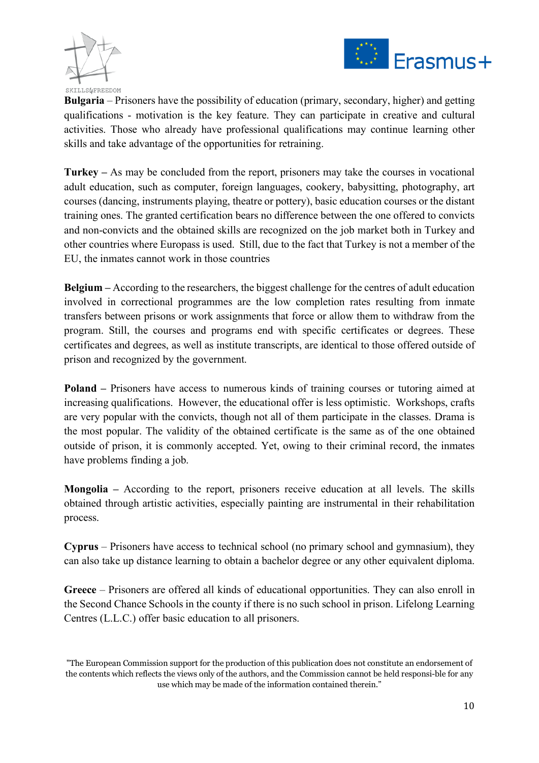**Bulgaria** – Prisoners have the possibility of education (primary, secondary, higher) and getting qualifications - motivation is the key feature. They can participate in creative and cultural activities. Those who already have professional qualifications may continue learning other skills and take advantage of the opportunities for retraining.

**Turkey –** As may be concluded from the report, prisoners may take the courses in vocational adult education, such as computer, foreign languages, cookery, babysitting, photography, art courses (dancing, instruments playing, theatre or pottery), basic education courses or the distant training ones. The granted certification bears no difference between the one offered to convicts and non-convicts and the obtained skills are recognized on the job market both in Turkey and other countries where Europass is used. Still, due to the fact that Turkey is not a member of the EU, the inmates cannot work in those countries

**Belgium –** According to the researchers, the biggest challenge for the centres of adult education involved in correctional programmes are the low completion rates resulting from inmate transfers between prisons or work assignments that force or allow them to withdraw from the program. Still, the courses and programs end with specific certificates or degrees. These certificates and degrees, as well as institute transcripts, are identical to those offered outside of prison and recognized by the government.

**Poland –** Prisoners have access to numerous kinds of training courses or tutoring aimed at increasing qualifications. However, the educational offer is less optimistic. Workshops, crafts are very popular with the convicts, though not all of them participate in the classes. Drama is the most popular. The validity of the obtained certificate is the same as of the one obtained outside of prison, it is commonly accepted. Yet, owing to their criminal record, the inmates have problems finding a job.

**Mongolia –** According to the report, prisoners receive education at all levels. The skills obtained through artistic activities, especially painting are instrumental in their rehabilitation process.

**Cyprus** – Prisoners have access to technical school (no primary school and gymnasium), they can also take up distance learning to obtain a bachelor degree or any other equivalent diploma.

**Greece** – Prisoners are offered all kinds of educational opportunities. They can also enroll in the Second Chance Schools in the county if there is no such school in prison. Lifelong Learning Centres (L.L.C.) offer basic education to all prisoners.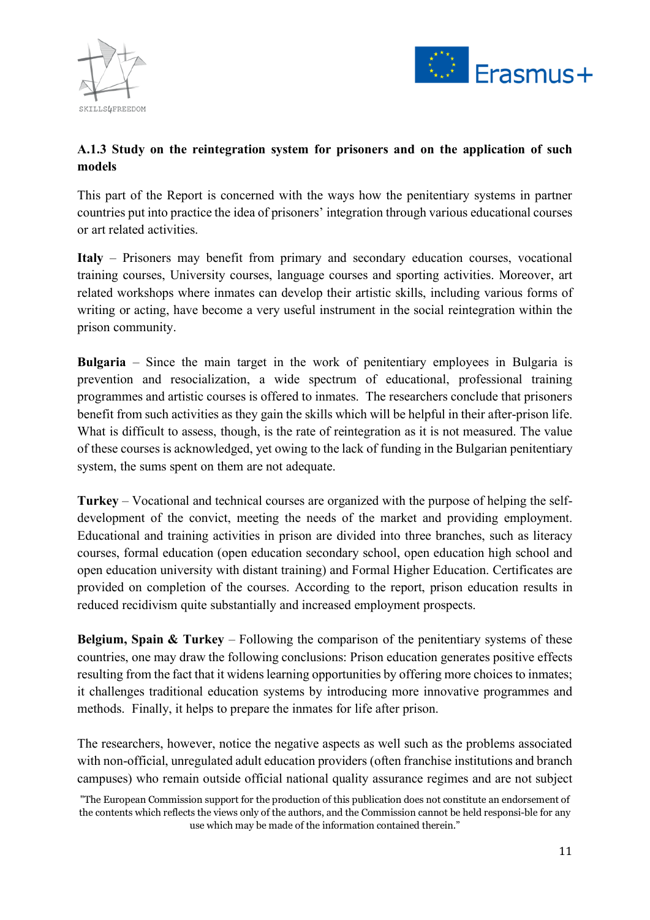### A.1.3 Study on the reintegration system for prisoners and on the application of such models

This part of the Report is concerned with the ways how the penitentiary systems in partner countries put into practice the idea of prisoners' integration through various educational courses or art related activities.

**Italy** – Prisoners may benefit from primary and secondary education courses, vocational training courses, University courses, language courses and sporting activities. Moreover, art related workshops where inmates can develop their artistic skills, including various forms of writing or acting, have become a very useful instrument in the social reintegration within the prison community.

**Bulgaria** – Since the main target in the work of penitentiary employees in Bulgaria is prevention and resocialization, a wide spectrum of educational, professional training programmes and artistic courses is offered to inmates. The researchers conclude that prisoners benefit from such activities as they gain the skills which will be helpful in their after-prison life. What is difficult to assess, though, is the rate of reintegration as it is not measured. The value of these courses is acknowledged, yet owing to the lack of funding in the Bulgarian penitentiary system, the sums spent on them are not adequate.

**Turkey** – Vocational and technical courses are organized with the purpose of helping the self-development of the convict, meeting the needs of the market and providing employment. Educational and training activities in prison are divided into three branches, such as literacy courses, formal education (open education secondary school, open education high school and open education university with distant training) and Formal Higher Education. Certificates are provided on completion of the courses. According to the report, prison education results in reduced recidivism quite substantially and increased employment prospects.

**Belgium, Spain & Turkey** – Following the comparison of the penitentiary systems of these countries, one may draw the following conclusions: Prison education generates positive effects resulting from the fact that it widens learning opportunities by offering more choices to inmates; it challenges traditional education systems by introducing more innovative programmes and methods. Finally, it helps to prepare the inmates for life after prison.

The researchers, however, notice the negative aspects as well such as the problems associated with non-official, unregulated adult education providers (often franchise institutions and branch campuses) who remain outside official national quality assurance regimes and are not subject

"The European Commission support for the production of this publication does not constitute an endorsement of the contents which reflects the views only of the authors, and the Commission cannot be held responsi-ble for any use which may be made of the information contained therein."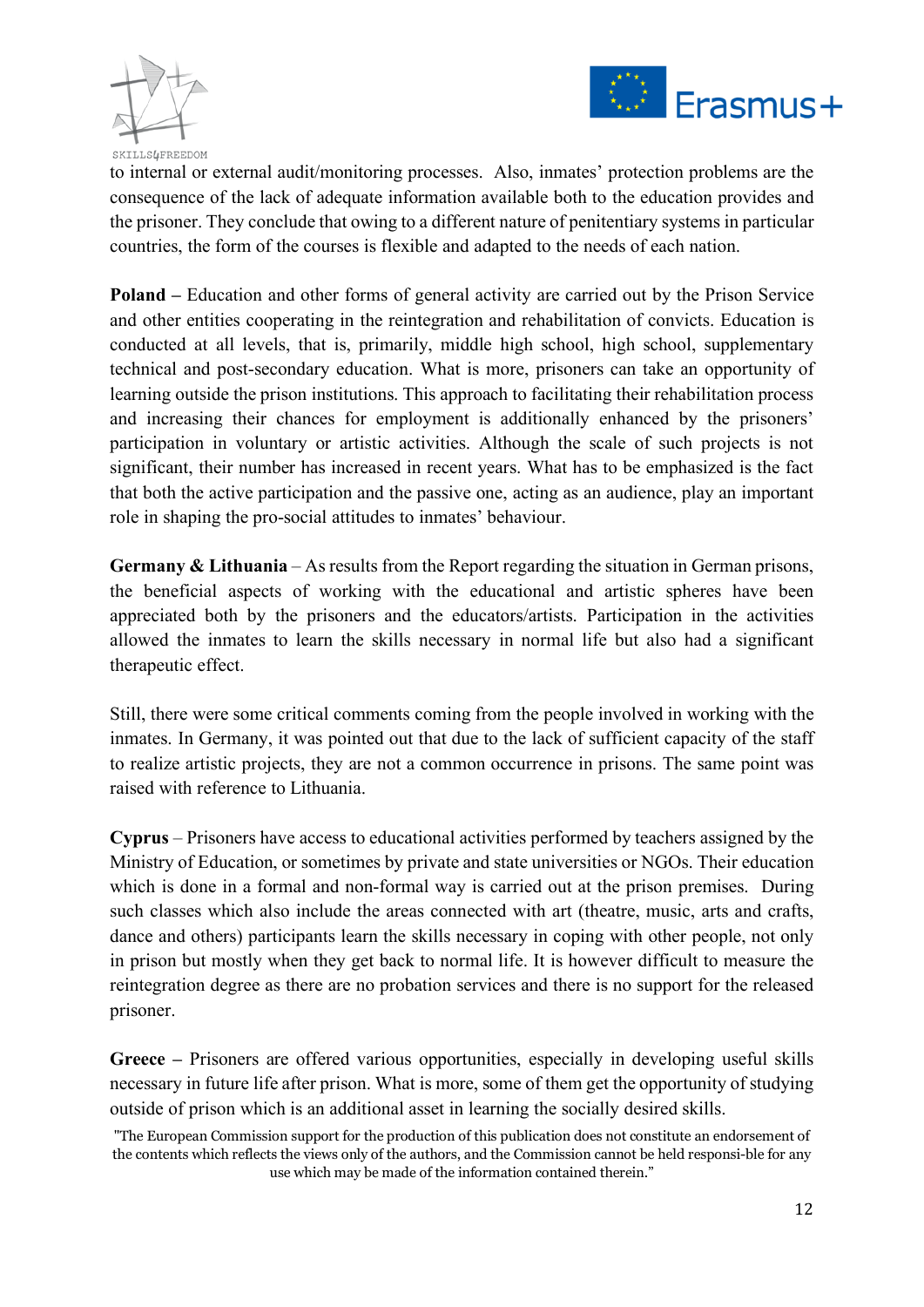to internal or external audit/monitoring processes. Also, inmates' protection problems are the consequence of the lack of adequate information available both to the education provides and the prisoner. They conclude that owing to a different nature of penitentiary systems in particular countries, the form of the courses is flexible and adapted to the needs of each nation.

**Poland –** Education and other forms of general activity are carried out by the Prison Service and other entities cooperating in the reintegration and rehabilitation of convicts. Education is conducted at all levels, that is, primarily, middle high school, high school, supplementary technical and post-secondary education. What is more, prisoners can take an opportunity of learning outside the prison institutions. This approach to facilitating their rehabilitation process and increasing their chances for employment is additionally enhanced by the prisoners' participation in voluntary or artistic activities. Although the scale of such projects is not significant, their number has increased in recent years. What has to be emphasized is the fact that both the active participation and the passive one, acting as an audience, play an important role in shaping the pro-social attitudes to inmates' behaviour.

**Germany & Lithuania** – As results from the Report regarding the situation in German prisons, the beneficial aspects of working with the educational and artistic spheres have been appreciated both by the prisoners and the educators/artists. Participation in the activities allowed the inmates to learn the skills necessary in normal life but also had a significant therapeutic effect.

Still, there were some critical comments coming from the people involved in working with the inmates. In Germany, it was pointed out that due to the lack of sufficient capacity of the staff to realize artistic projects, they are not a common occurrence in prisons. The same point was raised with reference to Lithuania.

**Cyprus** – Prisoners have access to educational activities performed by teachers assigned by the Ministry of Education, or sometimes by private and state universities or NGOs. Their education which is done in a formal and non-formal way is carried out at the prison premises. During such classes which also include the areas connected with art (theatre, music, arts and crafts, dance and others) participants learn the skills necessary in coping with other people, not only in prison but mostly when they get back to normal life. It is however difficult to measure the reintegration degree as there are no probation services and there is no support for the released prisoner.

**Greece –** Prisoners are offered various opportunities, especially in developing useful skills necessary in future life after prison. What is more, some of them get the opportunity of studying outside of prison which is an additional asset in learning the socially desired skills.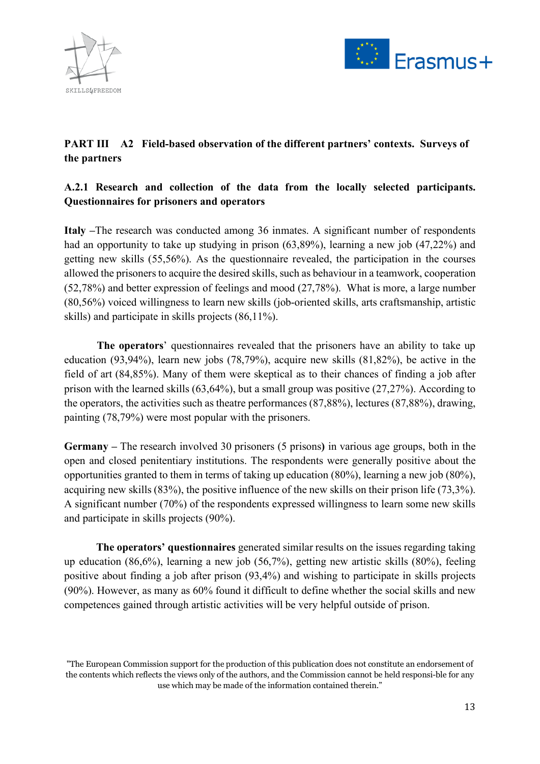## PART III A2 Field-based observation of the different partners' contexts. Surveys of the partners

### A.2.1 Research and collection of the data from the locally selected participants. Questionnaires for prisoners and operators

**Italy** –The research was conducted among 36 inmates. A significant number of respondents had an opportunity to take up studying in prison (63,89%), learning a new job (47,22%) and getting new skills (55,56%). As the questionnaire revealed, the participation in the courses allowed the prisoners to acquire the desired skills, such as behaviour in a teamwork, cooperation (52,78%) and better expression of feelings and mood (27,78%). What is more, a large number (80,56%) voiced willingness to learn new skills (job-oriented skills, arts craftsmanship, artistic skills) and participate in skills projects (86,11%).

**The operators**' questionnaires revealed that the prisoners have an ability to take up education (93,94%), learn new jobs (78,79%), acquire new skills (81,82%), be active in the field of art (84,85%). Many of them were skeptical as to their chances of finding a job after prison with the learned skills (63,64%), but a small group was positive (27,27%). According to the operators, the activities such as theatre performances (87,88%), lectures (87,88%), drawing, painting (78,79%) were most popular with the prisoners.

**Germany** – The research involved 30 prisoners (5 prisons**)** in various age groups, both in the open and closed penitentiary institutions. The respondents were generally positive about the opportunities granted to them in terms of taking up education (80%), learning a new job (80%), acquiring new skills (83%), the positive influence of the new skills on their prison life (73,3%). A significant number (70%) of the respondents expressed willingness to learn some new skills and participate in skills projects (90%).

**The operators' questionnaires** generated similar results on the issues regarding taking up education (86,6%), learning a new job (56,7%), getting new artistic skills (80%), feeling positive about finding a job after prison (93,4%) and wishing to participate in skills projects (90%). However, as many as 60% found it difficult to define whether the social skills and new competences gained through artistic activities will be very helpful outside of prison.

"The European Commission support for the production of this publication does not constitute an endorsement of the contents which reflects the views only of the authors, and the Commission cannot be held responsi-ble for any use which may be made of the information contained therein."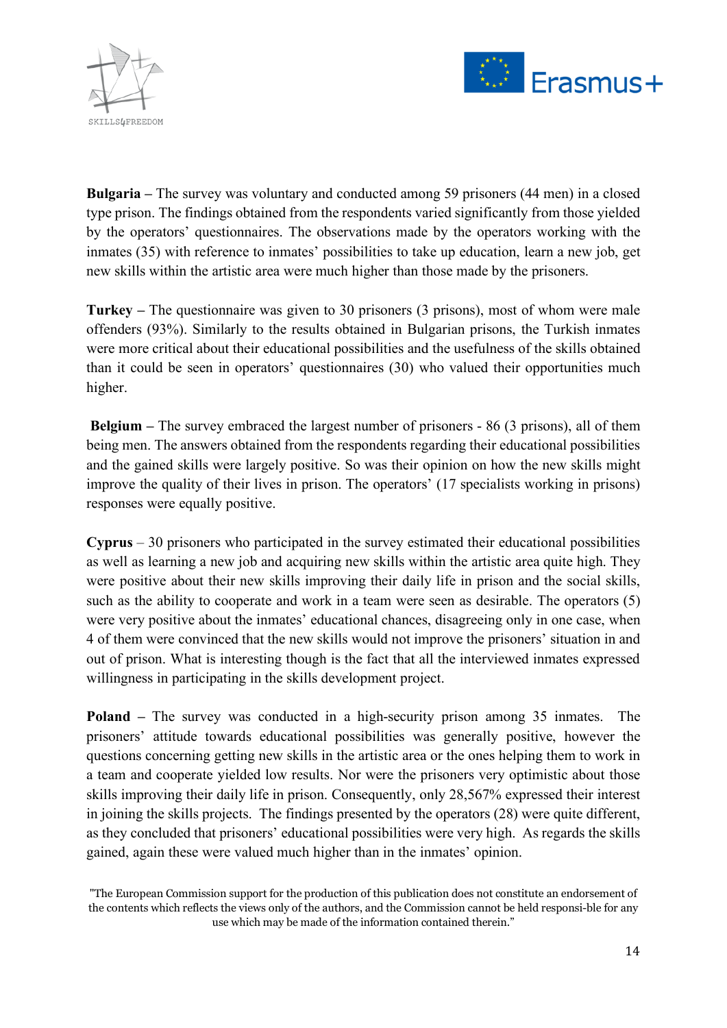**Bulgaria –** The survey was voluntary and conducted among 59 prisoners (44 men) in a closed type prison. The findings obtained from the respondents varied significantly from those yielded by the operators' questionnaires. The observations made by the operators working with the inmates (35) with reference to inmates' possibilities to take up education, learn a new job, get new skills within the artistic area were much higher than those made by the prisoners.

**Turkey –** The questionnaire was given to 30 prisoners (3 prisons), most of whom were male offenders (93%). Similarly to the results obtained in Bulgarian prisons, the Turkish inmates were more critical about their educational possibilities and the usefulness of the skills obtained than it could be seen in operators' questionnaires (30) who valued their opportunities much higher.

**Belgium –** The survey embraced the largest number of prisoners - 86 (3 prisons), all of them being men. The answers obtained from the respondents regarding their educational possibilities and the gained skills were largely positive. So was their opinion on how the new skills might improve the quality of their lives in prison. The operators' (17 specialists working in prisons) responses were equally positive.

**Cyprus** – 30 prisoners who participated in the survey estimated their educational possibilities as well as learning a new job and acquiring new skills within the artistic area quite high. They were positive about their new skills improving their daily life in prison and the social skills, such as the ability to cooperate and work in a team were seen as desirable. The operators (5) were very positive about the inmates' educational chances, disagreeing only in one case, when 4 of them were convinced that the new skills would not improve the prisoners' situation in and out of prison. What is interesting though is the fact that all the interviewed inmates expressed willingness in participating in the skills development project.

**Poland –** The survey was conducted in a high-security prison among 35 inmates. The prisoners' attitude towards educational possibilities was generally positive, however the questions concerning getting new skills in the artistic area or the ones helping them to work in a team and cooperate yielded low results. Nor were the prisoners very optimistic about those skills improving their daily life in prison. Consequently, only 28,567% expressed their interest in joining the skills projects. The findings presented by the operators (28) were quite different, as they concluded that prisoners' educational possibilities were very high. As regards the skills gained, again these were valued much higher than in the inmates' opinion.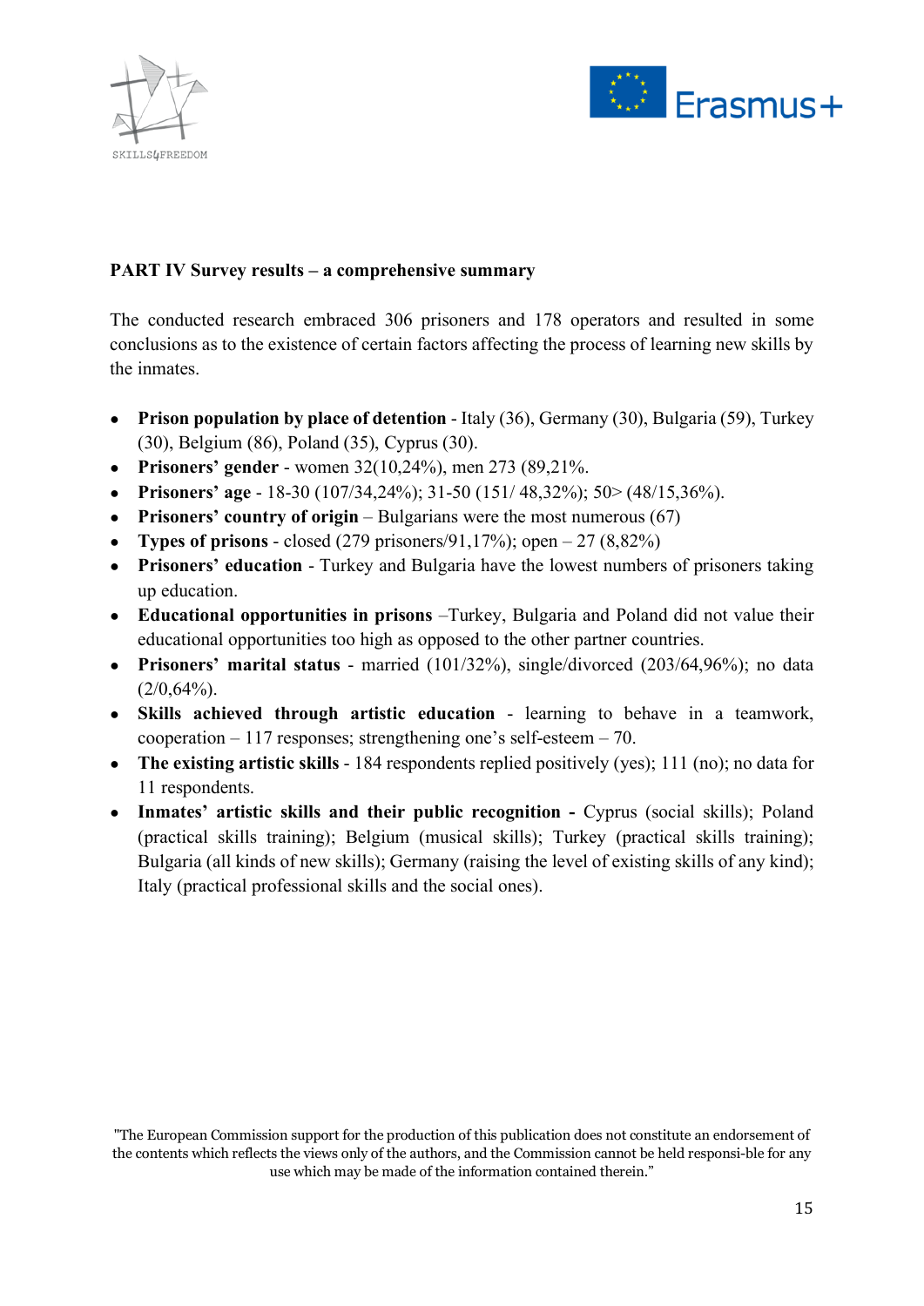**PART IV Survey results – a comprehensive summary**

The conducted research embraced 306 prisoners and 178 operators and resulted in some conclusions as to the existence of certain factors affecting the process of learning new skills by the inmates.

- **Prison population by place of detention** - Italy (36), Germany (30), Bulgaria (59), Turkey (30), Belgium (86), Poland (35), Cyprus (30).
- **Prisoners' gender** - women 32(10,24%), men 273 (89,21%.
- **Prisoners' age** - 18-30 (107/34,24%); 31-50 (151/ 48,32%); 50> (48/15,36%).
- **Prisoners' country of origin** – Bulgarians were the most numerous (67)
- **Types of prisons** - closed (279 prisoners/91,17%); open – 27 (8,82%)
- **Prisoners' education** - Turkey and Bulgaria have the lowest numbers of prisoners taking up education.
- **Educational opportunities in prisons** –Turkey, Bulgaria and Poland did not value their educational opportunities too high as opposed to the other partner countries.
- **Prisoners' marital status** - married (101/32%), single/divorced (203/64,96%); no data (2/0,64%).
- **Skills achieved through artistic education** - learning to behave in a teamwork, cooperation – 117 responses; strengthening one's self-esteem – 70.
- **The existing artistic skills** - 184 respondents replied positively (yes); 111 (no); no data for 11 respondents.
- **Inmates' artistic skills and their public recognition -** Cyprus (social skills); Poland (practical skills training); Belgium (musical skills); Turkey (practical skills training); Bulgaria (all kinds of new skills); Germany (raising the level of existing skills of any kind); Italy (practical professional skills and the social ones).

"The European Commission support for the production of this publication does not constitute an endorsement of the contents which reflects the views only of the authors, and the Commission cannot be held responsi-ble for any use which may be made of the information contained therein."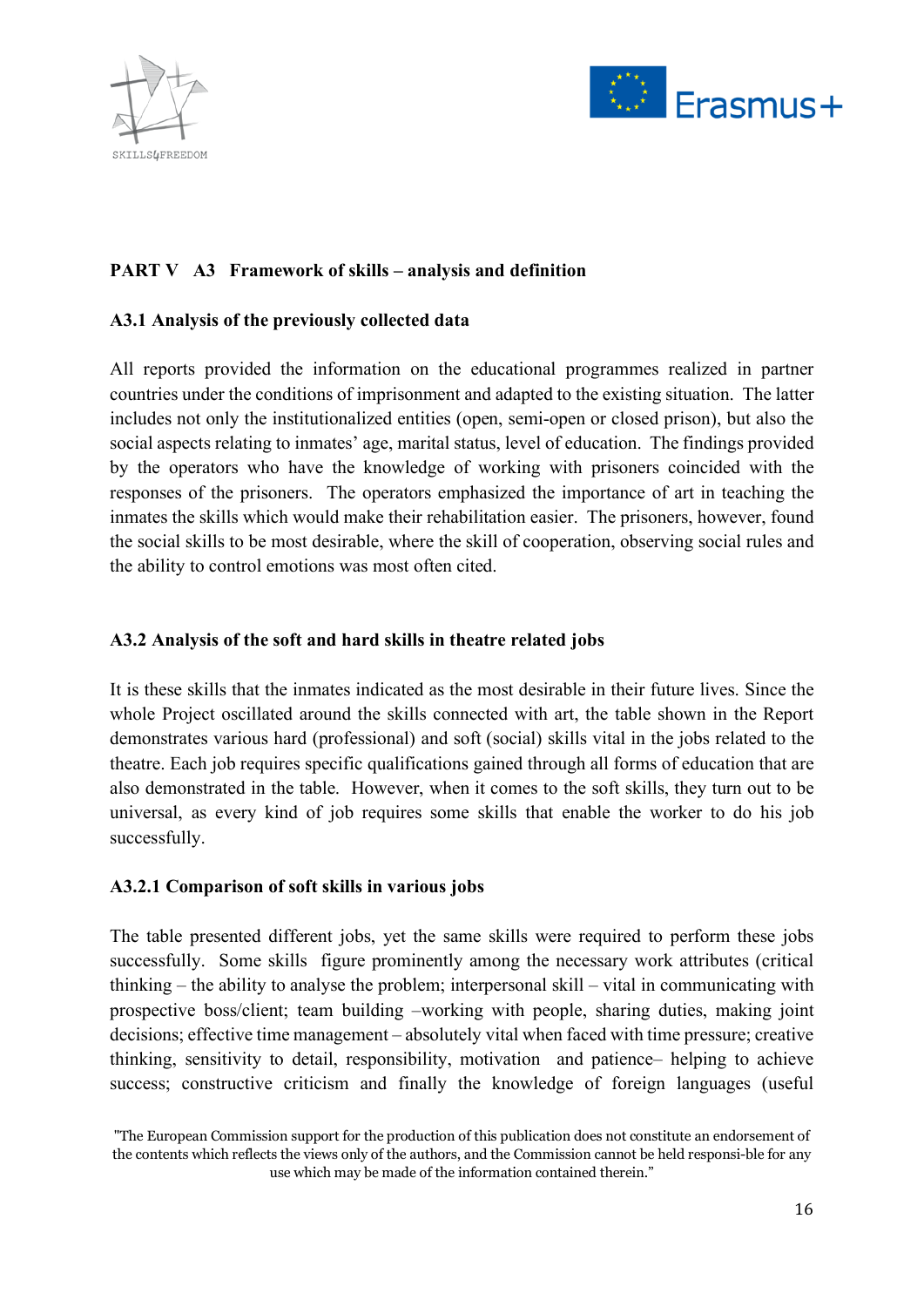## PART V A3 Framework of skills – analysis and definition

### A3.1 Analysis of the previously collected data

All reports provided the information on the educational programmes realized in partner countries under the conditions of imprisonment and adapted to the existing situation. The latter includes not only the institutionalized entities (open, semi-open or closed prison), but also the social aspects relating to inmates' age, marital status, level of education. The findings provided by the operators who have the knowledge of working with prisoners coincided with the responses of the prisoners. The operators emphasized the importance of art in teaching the inmates the skills which would make their rehabilitation easier. The prisoners, however, found the social skills to be most desirable, where the skill of cooperation, observing social rules and the ability to control emotions was most often cited.

### A3.2 Analysis of the soft and hard skills in theatre related jobs

It is these skills that the inmates indicated as the most desirable in their future lives. Since the whole Project oscillated around the skills connected with art, the table shown in the Report demonstrates various hard (professional) and soft (social) skills vital in the jobs related to the theatre. Each job requires specific qualifications gained through all forms of education that are also demonstrated in the table. However, when it comes to the soft skills, they turn out to be universal, as every kind of job requires some skills that enable the worker to do his job successfully.

### A3.2.1 Comparison of soft skills in various jobs

The table presented different jobs, yet the same skills were required to perform these jobs successfully. Some skills figure prominently among the necessary work attributes (critical thinking – the ability to analyse the problem; interpersonal skill – vital in communicating with prospective boss/client; team building –working with people, sharing duties, making joint decisions; effective time management – absolutely vital when faced with time pressure; creative thinking, sensitivity to detail, responsibility, motivation and patience– helping to achieve success; constructive criticism and finally the knowledge of foreign languages (useful

"The European Commission support for the production of this publication does not constitute an endorsement of the contents which reflects the views only of the authors, and the Commission cannot be held responsi-ble for any use which may be made of the information contained therein."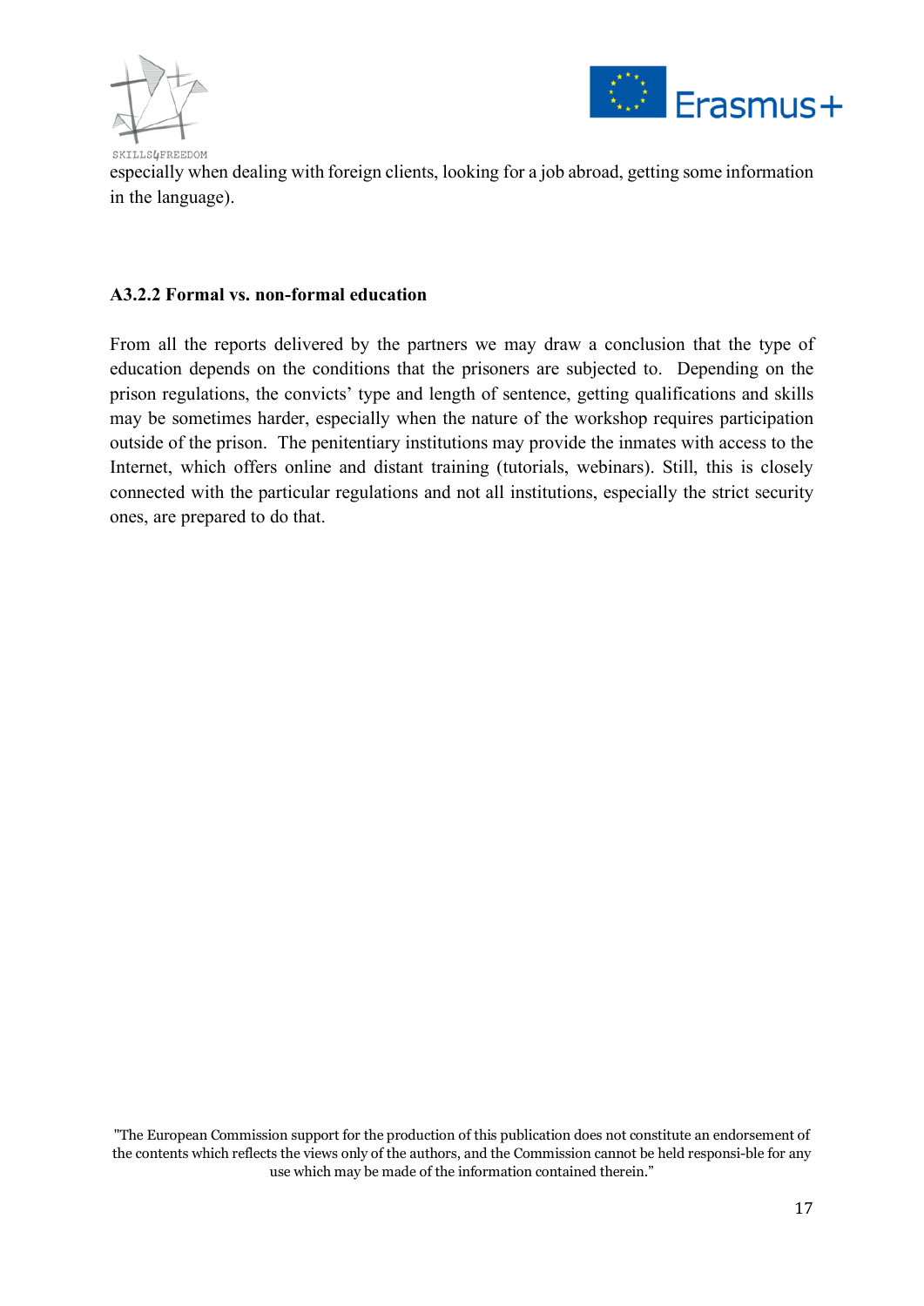especially when dealing with foreign clients, looking for a job abroad, getting some information in the language).

### A3.2.2 Formal vs. non-formal education

From all the reports delivered by the partners we may draw a conclusion that the type of education depends on the conditions that the prisoners are subjected to. Depending on the prison regulations, the convicts' type and length of sentence, getting qualifications and skills may be sometimes harder, especially when the nature of the workshop requires participation outside of the prison. The penitentiary institutions may provide the inmates with access to the Internet, which offers online and distant training (tutorials, webinars). Still, this is closely connected with the particular regulations and not all institutions, especially the strict security ones, are prepared to do that.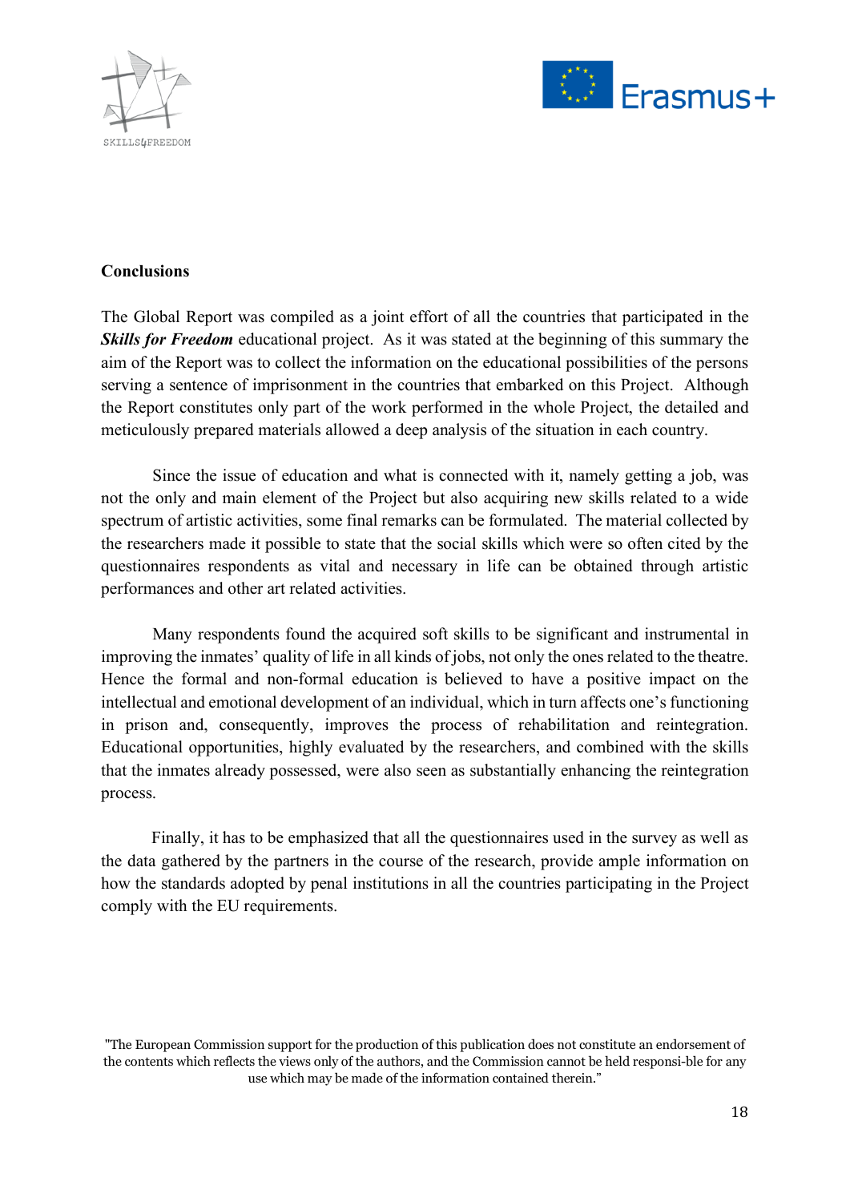**Conclusions**

The Global Report was compiled as a joint effort of all the countries that participated in the ***Skills for Freedom*** educational project. As it was stated at the beginning of this summary the aim of the Report was to collect the information on the educational possibilities of the persons serving a sentence of imprisonment in the countries that embarked on this Project. Although the Report constitutes only part of the work performed in the whole Project, the detailed and meticulously prepared materials allowed a deep analysis of the situation in each country.

Since the issue of education and what is connected with it, namely getting a job, was not the only and main element of the Project but also acquiring new skills related to a wide spectrum of artistic activities, some final remarks can be formulated. The material collected by the researchers made it possible to state that the social skills which were so often cited by the questionnaires respondents as vital and necessary in life can be obtained through artistic performances and other art related activities.

Many respondents found the acquired soft skills to be significant and instrumental in improving the inmates' quality of life in all kinds of jobs, not only the ones related to the theatre. Hence the formal and non-formal education is believed to have a positive impact on the intellectual and emotional development of an individual, which in turn affects one's functioning in prison and, consequently, improves the process of rehabilitation and reintegration. Educational opportunities, highly evaluated by the researchers, and combined with the skills that the inmates already possessed, were also seen as substantially enhancing the reintegration process.

Finally, it has to be emphasized that all the questionnaires used in the survey as well as the data gathered by the partners in the course of the research, provide ample information on how the standards adopted by penal institutions in all the countries participating in the Project comply with the EU requirements.

"The European Commission support for the production of this publication does not constitute an endorsement of the contents which reflects the views only of the authors, and the Commission cannot be held responsi-ble for any use which may be made of the information contained therein."